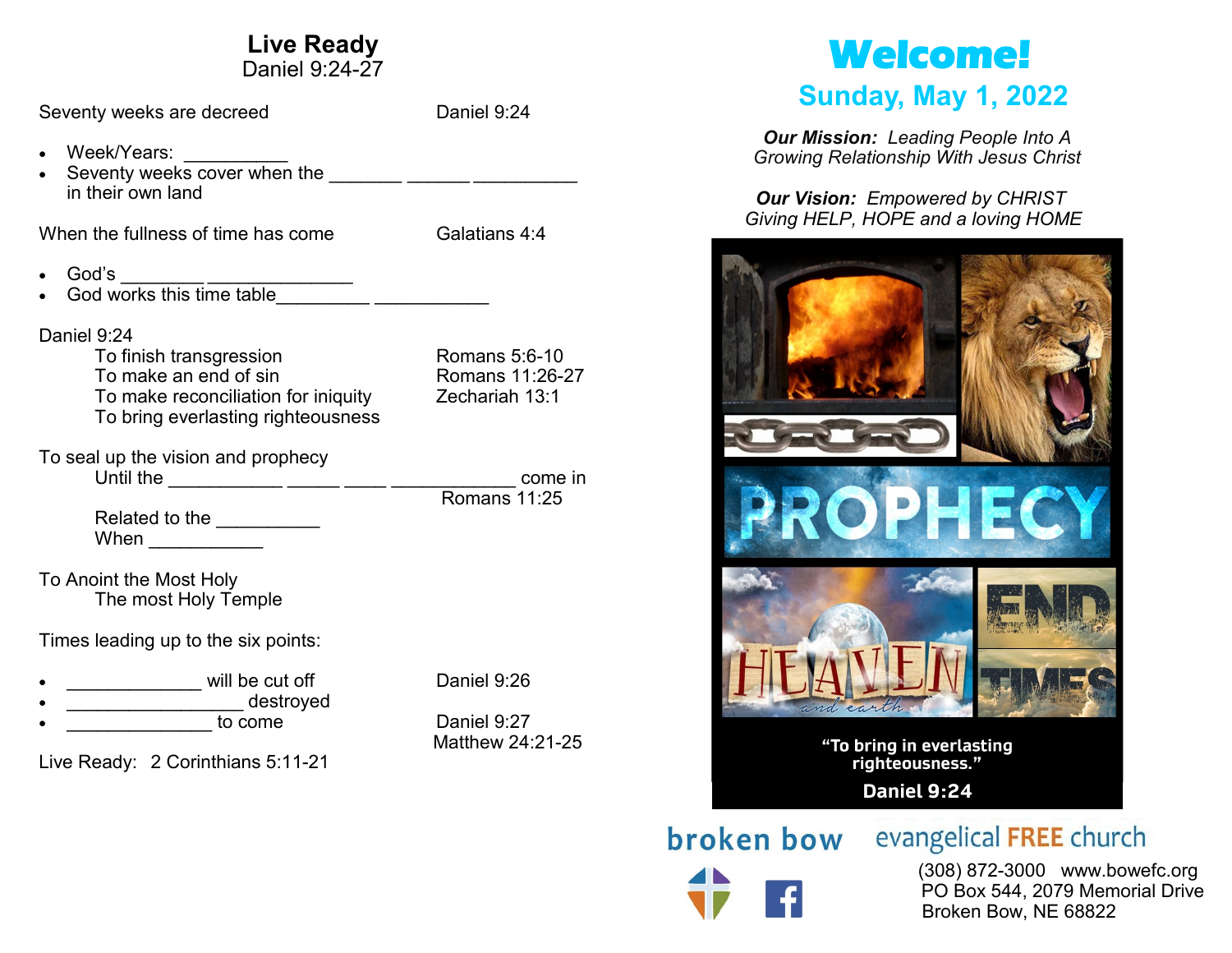# Live Ready
Daniel 9:24-27

Seventy weeks are decreed — Daniel 9:24

- Week/Years: __________
- Seventy weeks cover when the _______ ______ __________ in their own land

When the fullness of time has come — Galatians 4:4

- God's ________ ______________
- God works this time table_________ ___________

Daniel 9:24

To finish transgression — Romans 5:6-10
To make an end of sin — Romans 11:26-27
To make reconciliation for iniquity — Zechariah 13:1
To bring everlasting righteousness

To seal up the vision and prophecy

Until the ___________ _____ ____ ____________ come in — Romans 11:25

Related to the __________
When ___________

To Anoint the Most Holy

The most Holy Temple

Times leading up to the six points:

- _____________ will be cut off — Daniel 9:26
- _________________ destroyed
- ______________ to come — Daniel 9:27, Matthew 24:21-25

Live Ready: 2 Corinthians 5:11-21

# Welcome!

## Sunday, May 1, 2022

***Our Mission:*** *Leading People Into A Growing Relationship With Jesus Christ*

***Our Vision:*** *Empowered by CHRIST Giving HELP, HOPE and a loving HOME*

PROPHECY

HEAVEN and earth

END TIMES

**"To bring in everlasting righteousness."**

**Daniel 9:24**

broken bow evangelical FREE church

(308) 872-3000 www.bowefc.org
PO Box 544, 2079 Memorial Drive
Broken Bow, NE 68822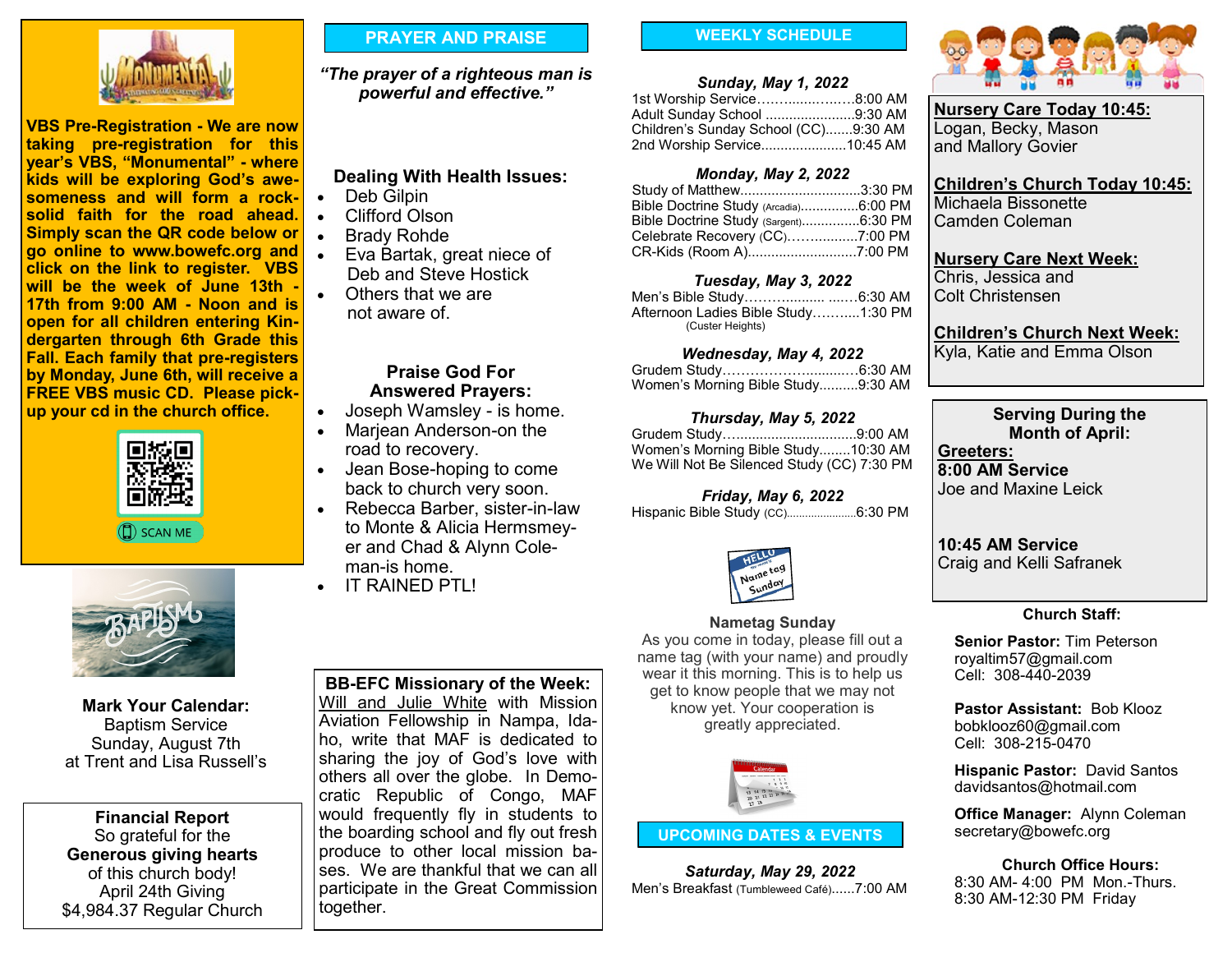**VBS Pre-Registration - We are now taking pre-registration for this year's VBS, "Monumental" - where kids will be exploring God's awesomeness and will form a rock-solid faith for the road ahead. Simply scan the QR code below or go online to www.bowefc.org and click on the link to register. VBS will be the week of June 13th - 17th from 9:00 AM - Noon and is open for all children entering Kindergarten through 6th Grade this Fall. Each family that pre-registers by Monday, June 6th, will receive a FREE VBS music CD. Please pick-up your cd in the church office.**

SCAN ME

**Mark Your Calendar:**
Baptism Service
Sunday, August 7th
at Trent and Lisa Russell's

**Financial Report**
So grateful for the
**Generous giving hearts**
of this church body!
April 24th Giving
$4,984.37 Regular Church

## PRAYER AND PRAISE

***"The prayer of a righteous man is powerful and effective."***

**Dealing With Health Issues:**

- Deb Gilpin
- Clifford Olson
- Brady Rohde
- Eva Bartak, great niece of Deb and Steve Hostick
- Others that we are not aware of.

**Praise God For Answered Prayers:**

- Joseph Wamsley - is home.
- Marjean Anderson-on the road to recovery.
- Jean Bose-hoping to come back to church very soon.
- Rebecca Barber, sister-in-law to Monte & Alicia Hermsmeyer and Chad & Alynn Coleman-is home.
- IT RAINED PTL!

**BB-EFC Missionary of the Week:**
Will and Julie White with Mission Aviation Fellowship in Nampa, Idaho, write that MAF is dedicated to sharing the joy of God's love with others all over the globe. In Democratic Republic of Congo, MAF would frequently fly in students to the boarding school and fly out fresh produce to other local mission bases. We are thankful that we can all participate in the Great Commission together.

## WEEKLY SCHEDULE

***Sunday, May 1, 2022***
1st Worship Service……..........…….8:00 AM
Adult Sunday School .......................9:30 AM
Children's Sunday School (CC).......9:30 AM
2nd Worship Service......................10:45 AM

***Monday, May 2, 2022***
Study of Matthew..............................3:30 PM
Bible Doctrine Study (Arcadia)..............6:00 PM
Bible Doctrine Study (Sargent)...............6:30 PM
Celebrate Recovery (CC)……...........7:00 PM
CR-Kids (Room A)...........................7:00 PM

***Tuesday, May 3, 2022***
Men's Bible Study………......... .......6:30 AM
Afternoon Ladies Bible Study………..1:30 PM
(Custer Heights)

***Wednesday, May 4, 2022***
Grudem Study……………….............6:30 AM
Women's Morning Bible Study..........9:30 AM

***Thursday, May 5, 2022***
Grudem Study…..............................9:00 AM
Women's Morning Bible Study........10:30 AM
We Will Not Be Silenced Study (CC) 7:30 PM

***Friday, May 6, 2022***
Hispanic Bible Study (CC)......................6:30 PM

**Nametag Sunday**
As you come in today, please fill out a name tag (with your name) and proudly wear it this morning. This is to help us get to know people that we may not know yet. Your cooperation is greatly appreciated.

## UPCOMING DATES & EVENTS

***Saturday, May 29, 2022***
Men's Breakfast (Tumbleweed Café)......7:00 AM

**Nursery Care Today 10:45:**
Logan, Becky, Mason and Mallory Govier

**Children's Church Today 10:45:**
Michaela Bissonette
Camden Coleman

**Nursery Care Next Week:**
Chris, Jessica and Colt Christensen

**Children's Church Next Week:**
Kyla, Katie and Emma Olson

**Serving During the Month of April:**

**Greeters:**
**8:00 AM Service**
Joe and Maxine Leick

**10:45 AM Service**
Craig and Kelli Safranek

**Church Staff:**

**Senior Pastor:** Tim Peterson
royaltim57@gmail.com
Cell: 308-440-2039

**Pastor Assistant:** Bob Klooz
bobklooz60@gmail.com
Cell: 308-215-0470

**Hispanic Pastor:** David Santos
davidsantos@hotmail.com

**Office Manager:** Alynn Coleman
secretary@bowefc.org

**Church Office Hours:**
8:30 AM- 4:00 PM Mon.-Thurs.
8:30 AM-12:30 PM Friday